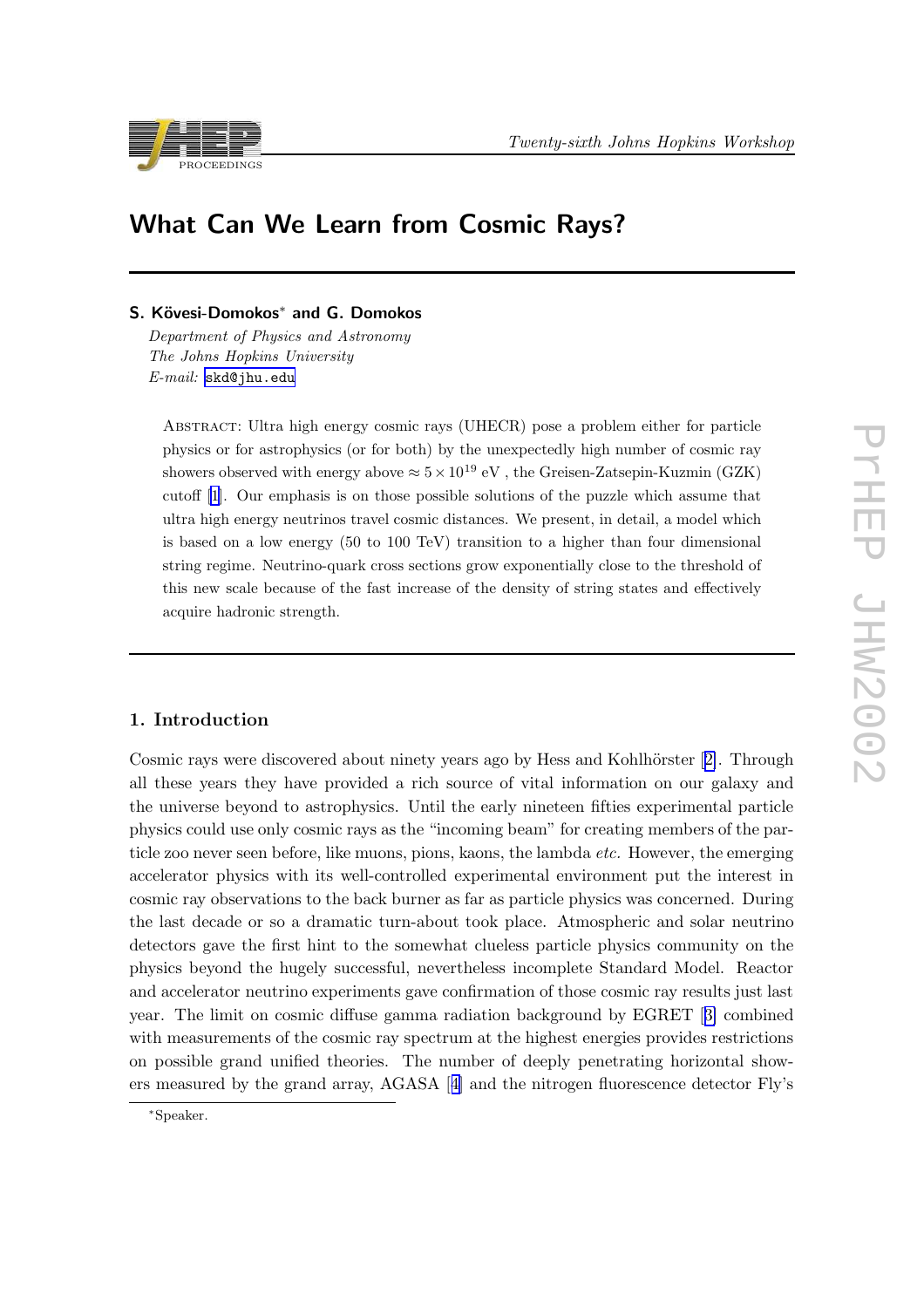// What Can We Learn from Cosmic Rays?

**S. Kövesi-Domokos*** **and G. Domokos**

*Department of Physics and Astronomy*
*The Johns Hopkins University*
*E-mail:* skd@jhu.edu

Abstract: Ultra high energy cosmic rays (UHECR) pose a problem either for particle physics or for astrophysics (or for both) by the unexpectedly high number of cosmic ray showers observed with energy above $\approx 5 \times 10^{19}$ eV , the Greisen-Zatsepin-Kuzmin (GZK) cutoff [1]. Our emphasis is on those possible solutions of the puzzle which assume that ultra high energy neutrinos travel cosmic distances. We present, in detail, a model which is based on a low energy (50 to 100 TeV) transition to a higher than four dimensional string regime. Neutrino-quark cross sections grow exponentially close to the threshold of this new scale because of the fast increase of the density of string states and effectively acquire hadronic strength.

## 1. Introduction

Cosmic rays were discovered about ninety years ago by Hess and Kohlhörster [2]. Through all these years they have provided a rich source of vital information on our galaxy and the universe beyond to astrophysics. Until the early nineteen fifties experimental particle physics could use only cosmic rays as the "incoming beam" for creating members of the particle zoo never seen before, like muons, pions, kaons, the lambda *etc.* However, the emerging accelerator physics with its well-controlled experimental environment put the interest in cosmic ray observations to the back burner as far as particle physics was concerned. During the last decade or so a dramatic turn-about took place. Atmospheric and solar neutrino detectors gave the first hint to the somewhat clueless particle physics community on the physics beyond the hugely successful, nevertheless incomplete Standard Model. Reactor and accelerator neutrino experiments gave confirmation of those cosmic ray results just last year. The limit on cosmic diffuse gamma radiation background by EGRET [3] combined with measurements of the cosmic ray spectrum at the highest energies provides restrictions on possible grand unified theories. The number of deeply penetrating horizontal showers measured by the grand array, AGASA [4] and the nitrogen fluorescence detector Fly's

*Speaker.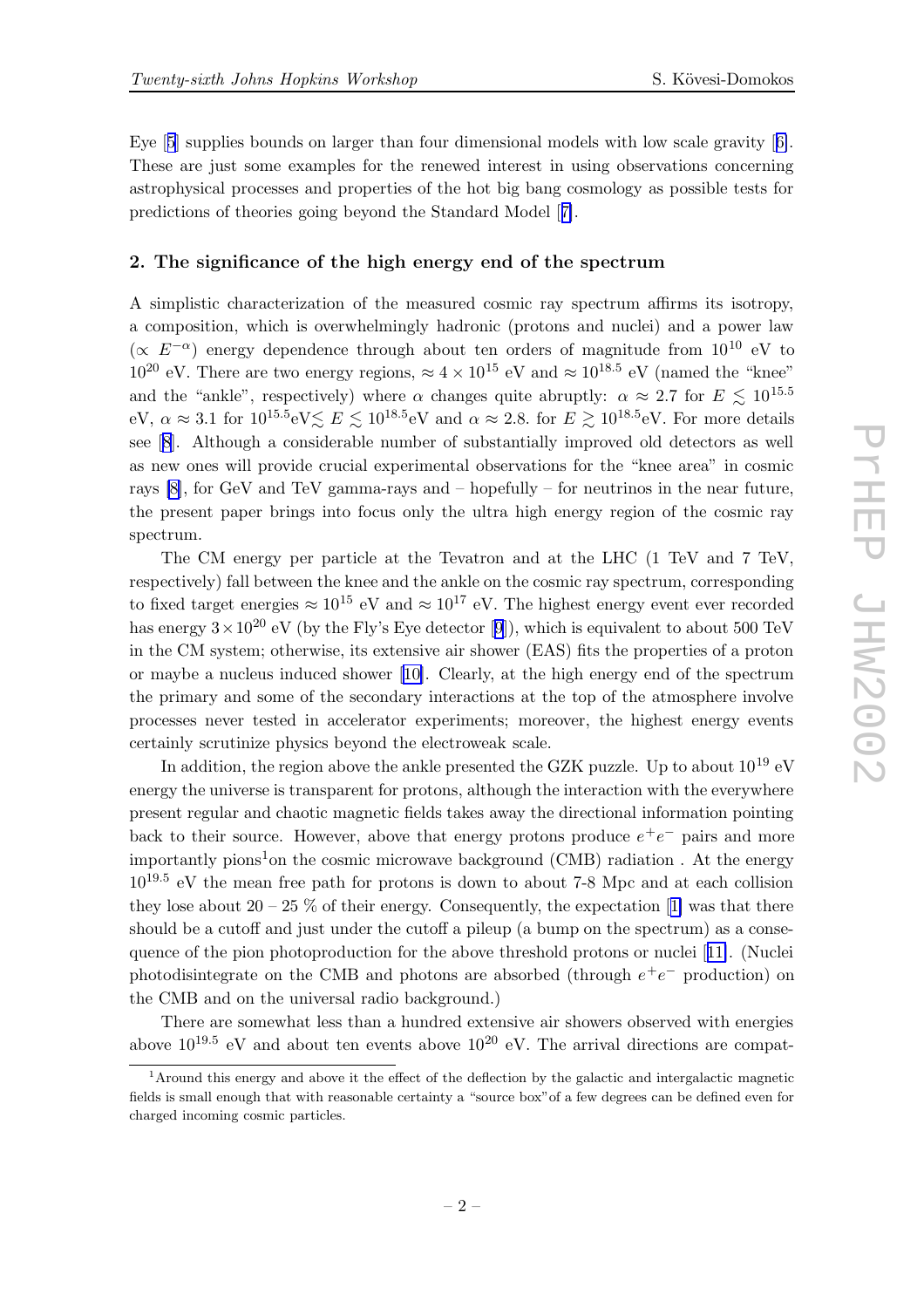Eye [5] supplies bounds on larger than four dimensional models with low scale gravity [6]. These are just some examples for the renewed interest in using observations concerning astrophysical processes and properties of the hot big bang cosmology as possible tests for predictions of theories going beyond the Standard Model [7].

## 2. The significance of the high energy end of the spectrum

A simplistic characterization of the measured cosmic ray spectrum affirms its isotropy, a composition, which is overwhelmingly hadronic (protons and nuclei) and a power law ($\propto E^{-\alpha}$) energy dependence through about ten orders of magnitude from $10^{10}$ eV to $10^{20}$ eV. There are two energy regions, $\approx 4 \times 10^{15}$ eV and $\approx 10^{18.5}$ eV (named the "knee" and the "ankle", respectively) where $\alpha$ changes quite abruptly: $\alpha \approx 2.7$ for $E \lesssim 10^{15.5}$ eV, $\alpha \approx 3.1$ for $10^{15.5}$eV$\lesssim E \lesssim 10^{18.5}$eV and $\alpha \approx 2.8$. for $E \gtrsim 10^{18.5}$eV. For more details see [8]. Although a considerable number of substantially improved old detectors as well as new ones will provide crucial experimental observations for the "knee area" in cosmic rays [8], for GeV and TeV gamma-rays and – hopefully – for neutrinos in the near future, the present paper brings into focus only the ultra high energy region of the cosmic ray spectrum.

The CM energy per particle at the Tevatron and at the LHC (1 TeV and 7 TeV, respectively) fall between the knee and the ankle on the cosmic ray spectrum, corresponding to fixed target energies $\approx 10^{15}$ eV and $\approx 10^{17}$ eV. The highest energy event ever recorded has energy $3 \times 10^{20}$ eV (by the Fly's Eye detector [9]), which is equivalent to about 500 TeV in the CM system; otherwise, its extensive air shower (EAS) fits the properties of a proton or maybe a nucleus induced shower [10]. Clearly, at the high energy end of the spectrum the primary and some of the secondary interactions at the top of the atmosphere involve processes never tested in accelerator experiments; moreover, the highest energy events certainly scrutinize physics beyond the electroweak scale.

In addition, the region above the ankle presented the GZK puzzle. Up to about $10^{19}$ eV energy the universe is transparent for protons, although the interaction with the everywhere present regular and chaotic magnetic fields takes away the directional information pointing back to their source. However, above that energy protons produce $e^+e^-$ pairs and more importantly pions[1]on the cosmic microwave background (CMB) radiation . At the energy $10^{19.5}$ eV the mean free path for protons is down to about 7-8 Mpc and at each collision they lose about 20 – 25 % of their energy. Consequently, the expectation [1] was that there should be a cutoff and just under the cutoff a pileup (a bump on the spectrum) as a consequence of the pion photoproduction for the above threshold protons or nuclei [11]. (Nuclei photodisintegrate on the CMB and photons are absorbed (through $e^+e^-$ production) on the CMB and on the universal radio background.)

There are somewhat less than a hundred extensive air showers observed with energies above $10^{19.5}$ eV and about ten events above $10^{20}$ eV. The arrival directions are compat-

[1]Around this energy and above it the effect of the deflection by the galactic and intergalactic magnetic fields is small enough that with reasonable certainty a "source box"of a few degrees can be defined even for charged incoming cosmic particles.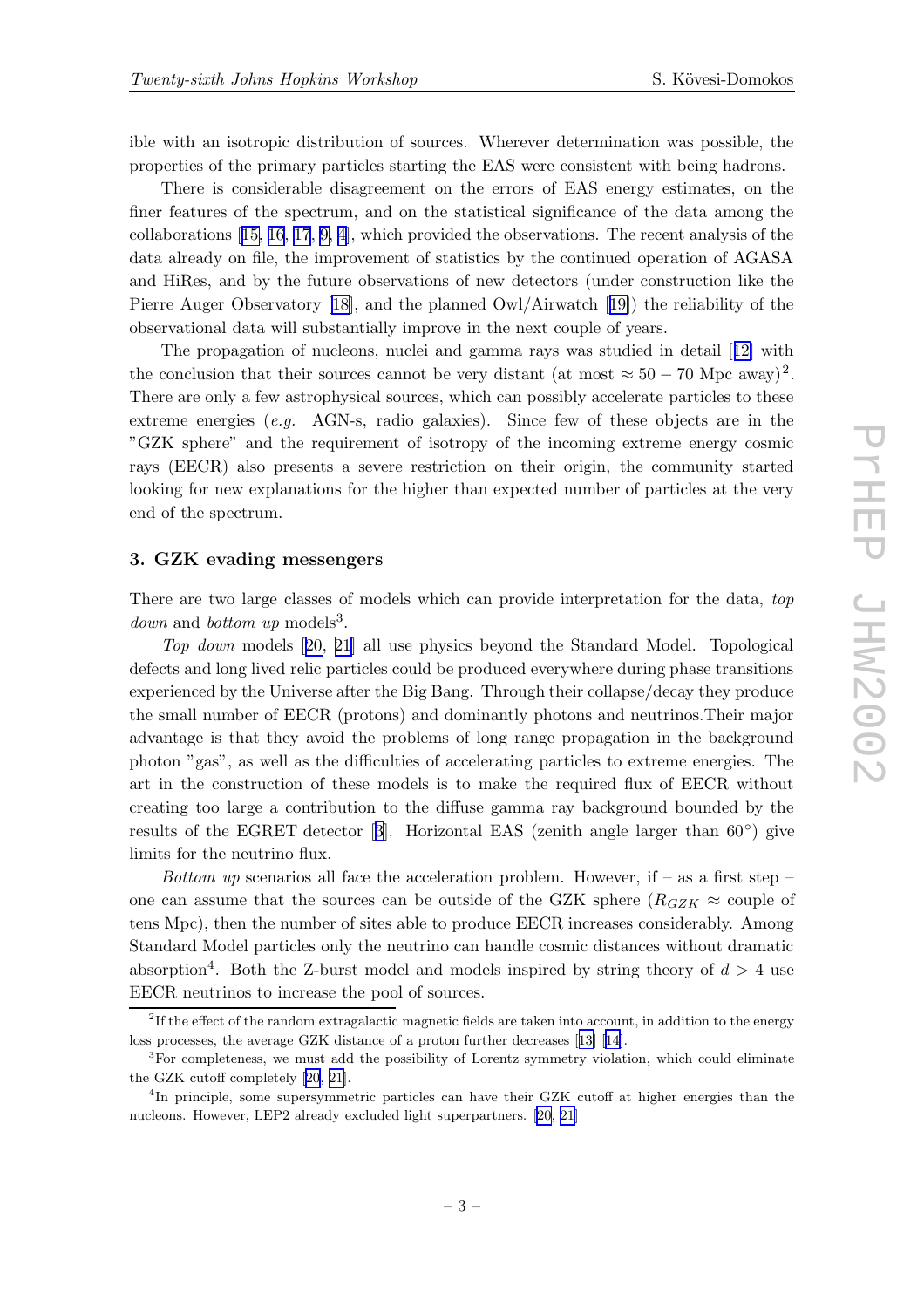ible with an isotropic distribution of sources. Wherever determination was possible, the properties of the primary particles starting the EAS were consistent with being hadrons.

There is considerable disagreement on the errors of EAS energy estimates, on the finer features of the spectrum, and on the statistical significance of the data among the collaborations [15, 16, 17, 9, 4], which provided the observations. The recent analysis of the data already on file, the improvement of statistics by the continued operation of AGASA and HiRes, and by the future observations of new detectors (under construction like the Pierre Auger Observatory [18], and the planned Owl/Airwatch [19]) the reliability of the observational data will substantially improve in the next couple of years.

The propagation of nucleons, nuclei and gamma rays was studied in detail [12] with the conclusion that their sources cannot be very distant (at most $\approx 50 - 70$ Mpc away)[2]. There are only a few astrophysical sources, which can possibly accelerate particles to these extreme energies (*e.g.* AGN-s, radio galaxies). Since few of these objects are in the "GZK sphere" and the requirement of isotropy of the incoming extreme energy cosmic rays (EECR) also presents a severe restriction on their origin, the community started looking for new explanations for the higher than expected number of particles at the very end of the spectrum.

## 3. GZK evading messengers

There are two large classes of models which can provide interpretation for the data, *top down* and *bottom up* models[3].

*Top down* models [20, 21] all use physics beyond the Standard Model. Topological defects and long lived relic particles could be produced everywhere during phase transitions experienced by the Universe after the Big Bang. Through their collapse/decay they produce the small number of EECR (protons) and dominantly photons and neutrinos.Their major advantage is that they avoid the problems of long range propagation in the background photon "gas", as well as the difficulties of accelerating particles to extreme energies. The art in the construction of these models is to make the required flux of EECR without creating too large a contribution to the diffuse gamma ray background bounded by the results of the EGRET detector [3]. Horizontal EAS (zenith angle larger than $60^\circ$) give limits for the neutrino flux.

*Bottom up* scenarios all face the acceleration problem. However, if – as a first step – one can assume that the sources can be outside of the GZK sphere ($R_{GZK} \approx$ couple of tens Mpc), then the number of sites able to produce EECR increases considerably. Among Standard Model particles only the neutrino can handle cosmic distances without dramatic absorption[4]. Both the Z-burst model and models inspired by string theory of $d > 4$ use EECR neutrinos to increase the pool of sources.

---

[2] If the effect of the random extragalactic magnetic fields are taken into account, in addition to the energy loss processes, the average GZK distance of a proton further decreases [13] [14].

[3] For completeness, we must add the possibility of Lorentz symmetry violation, which could eliminate the GZK cutoff completely [20, 21].

[4] In principle, some supersymmetric particles can have their GZK cutoff at higher energies than the nucleons. However, LEP2 already excluded light superpartners. [20, 21]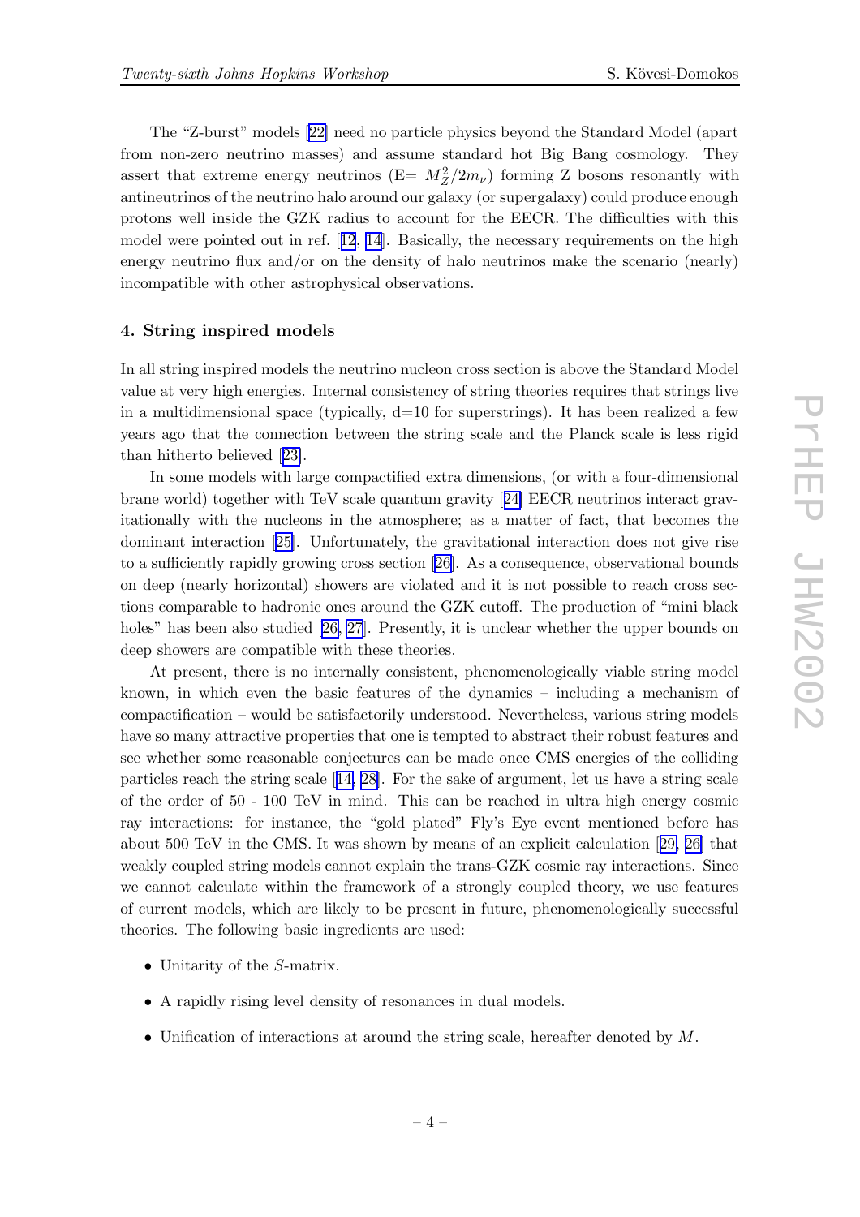The "Z-burst" models [22] need no particle physics beyond the Standard Model (apart from non-zero neutrino masses) and assume standard hot Big Bang cosmology. They assert that extreme energy neutrinos (E= $M_Z^2/2m_\nu$) forming Z bosons resonantly with antineutrinos of the neutrino halo around our galaxy (or supergalaxy) could produce enough protons well inside the GZK radius to account for the EECR. The difficulties with this model were pointed out in ref. [12, 14]. Basically, the necessary requirements on the high energy neutrino flux and/or on the density of halo neutrinos make the scenario (nearly) incompatible with other astrophysical observations.

### 4. String inspired models

In all string inspired models the neutrino nucleon cross section is above the Standard Model value at very high energies. Internal consistency of string theories requires that strings live in a multidimensional space (typically, d=10 for superstrings). It has been realized a few years ago that the connection between the string scale and the Planck scale is less rigid than hitherto believed [23].

In some models with large compactified extra dimensions, (or with a four-dimensional brane world) together with TeV scale quantum gravity [24] EECR neutrinos interact gravitationally with the nucleons in the atmosphere; as a matter of fact, that becomes the dominant interaction [25]. Unfortunately, the gravitational interaction does not give rise to a sufficiently rapidly growing cross section [26]. As a consequence, observational bounds on deep (nearly horizontal) showers are violated and it is not possible to reach cross sections comparable to hadronic ones around the GZK cutoff. The production of "mini black holes" has been also studied [26, 27]. Presently, it is unclear whether the upper bounds on deep showers are compatible with these theories.

At present, there is no internally consistent, phenomenologically viable string model known, in which even the basic features of the dynamics – including a mechanism of compactification – would be satisfactorily understood. Nevertheless, various string models have so many attractive properties that one is tempted to abstract their robust features and see whether some reasonable conjectures can be made once CMS energies of the colliding particles reach the string scale [14, 28]. For the sake of argument, let us have a string scale of the order of 50 - 100 TeV in mind. This can be reached in ultra high energy cosmic ray interactions: for instance, the "gold plated" Fly's Eye event mentioned before has about 500 TeV in the CMS. It was shown by means of an explicit calculation [29, 26] that weakly coupled string models cannot explain the trans-GZK cosmic ray interactions. Since we cannot calculate within the framework of a strongly coupled theory, we use features of current models, which are likely to be present in future, phenomenologically successful theories. The following basic ingredients are used:

- Unitarity of the $S$-matrix.
- A rapidly rising level density of resonances in dual models.
- Unification of interactions at around the string scale, hereafter denoted by $M$.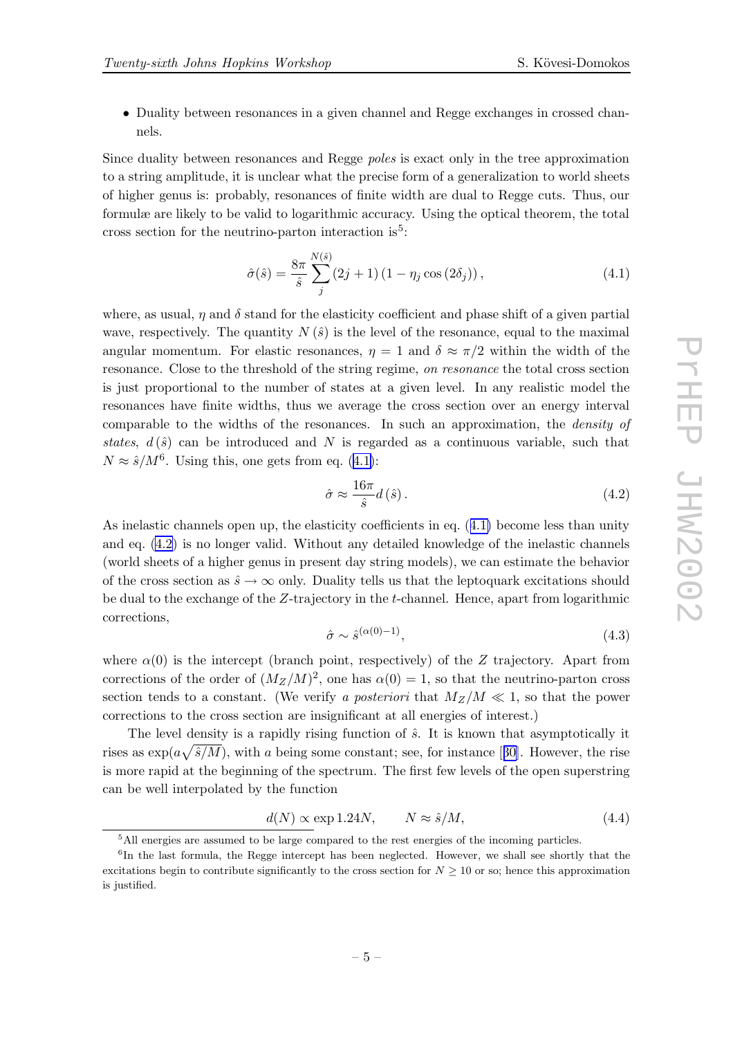- Duality between resonances in a given channel and Regge exchanges in crossed channels.

Since duality between resonances and Regge *poles* is exact only in the tree approximation to a string amplitude, it is unclear what the precise form of a generalization to world sheets of higher genus is: probably, resonances of finite width are dual to Regge cuts. Thus, our formulæ are likely to be valid to logarithmic accuracy. Using the optical theorem, the total cross section for the neutrino-parton interaction is[5]:

$$\hat{\sigma}(\hat{s}) = \frac{8\pi}{\hat{s}} \sum_{j}^{N(\hat{s})} (2j+1)\left(1 - \eta_j \cos(2\delta_j)\right), \tag{4.1}$$

where, as usual, $\eta$ and $\delta$ stand for the elasticity coefficient and phase shift of a given partial wave, respectively. The quantity $N(\hat{s})$ is the level of the resonance, equal to the maximal angular momentum. For elastic resonances, $\eta = 1$ and $\delta \approx \pi/2$ within the width of the resonance. Close to the threshold of the string regime, *on resonance* the total cross section is just proportional to the number of states at a given level. In any realistic model the resonances have finite widths, thus we average the cross section over an energy interval comparable to the widths of the resonances. In such an approximation, the *density of states*, $d(\hat{s})$ can be introduced and $N$ is regarded as a continuous variable, such that $N \approx \hat{s}/M$[6]. Using this, one gets from eq. (4.1):

$$\hat{\sigma} \approx \frac{16\pi}{\hat{s}} d(\hat{s}). \tag{4.2}$$

As inelastic channels open up, the elasticity coefficients in eq. (4.1) become less than unity and eq. (4.2) is no longer valid. Without any detailed knowledge of the inelastic channels (world sheets of a higher genus in present day string models), we can estimate the behavior of the cross section as $\hat{s} \to \infty$ only. Duality tells us that the leptoquark excitations should be dual to the exchange of the $Z$-trajectory in the $t$-channel. Hence, apart from logarithmic corrections,

$$\hat{\sigma} \sim \hat{s}^{(\alpha(0)-1)}, \tag{4.3}$$

where $\alpha(0)$ is the intercept (branch point, respectively) of the $Z$ trajectory. Apart from corrections of the order of $(M_Z/M)^2$, one has $\alpha(0) = 1$, so that the neutrino-parton cross section tends to a constant. (We verify *a posteriori* that $M_Z/M \ll 1$, so that the power corrections to the cross section are insignificant at all energies of interest.)

The level density is a rapidly rising function of $\hat{s}$. It is known that asymptotically it rises as $\exp(a\sqrt{\hat{s}/M})$, with $a$ being some constant; see, for instance [30]. However, the rise is more rapid at the beginning of the spectrum. The first few levels of the open superstring can be well interpolated by the function

$$d(N) \propto \exp 1.24N, \qquad N \approx \hat{s}/M, \tag{4.4}$$

[5] All energies are assumed to be large compared to the rest energies of the incoming particles.

[6] In the last formula, the Regge intercept has been neglected. However, we shall see shortly that the excitations begin to contribute significantly to the cross section for $N \geq 10$ or so; hence this approximation is justified.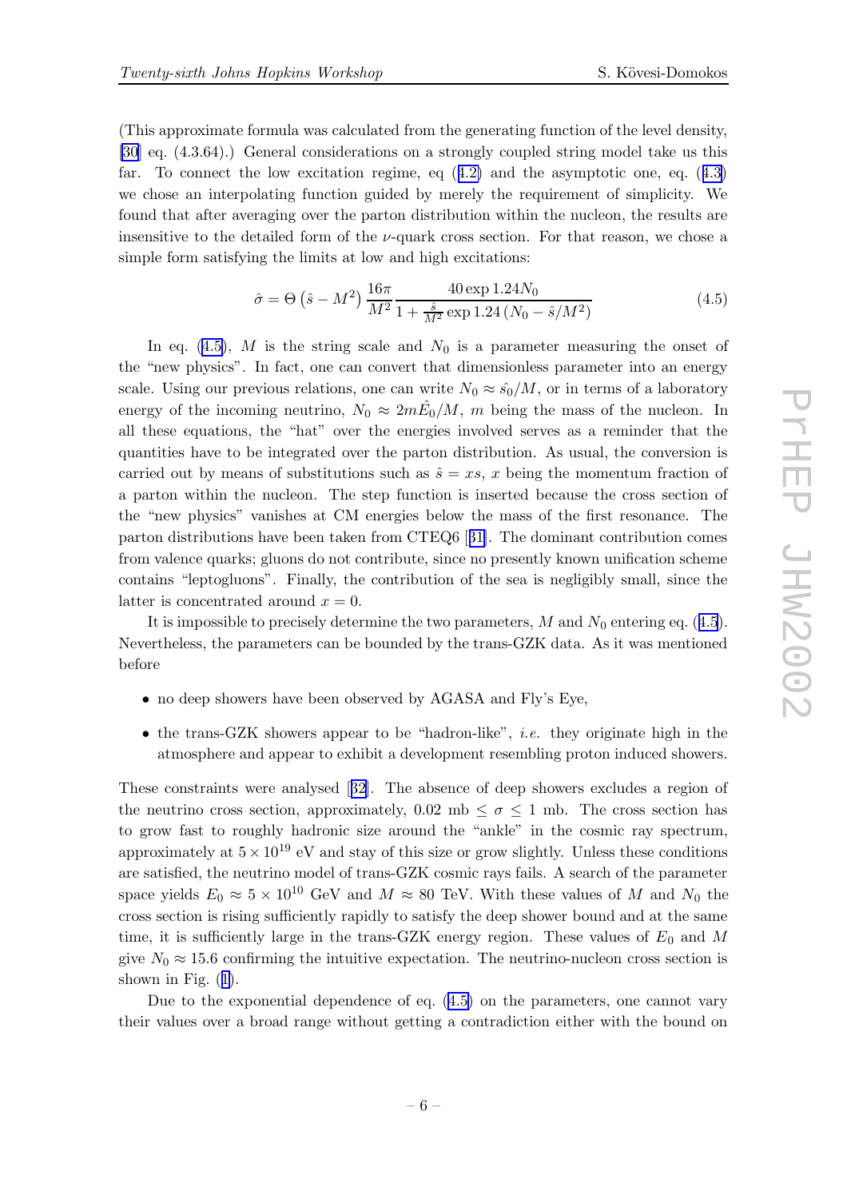(This approximate formula was calculated from the generating function of the level density, [30] eq. (4.3.64).) General considerations on a strongly coupled string model take us this far. To connect the low excitation regime, eq (4.2) and the asymptotic one, eq. (4.3) we chose an interpolating function guided by merely the requirement of simplicity. We found that after averaging over the parton distribution within the nucleon, the results are insensitive to the detailed form of the $\nu$-quark cross section. For that reason, we chose a simple form satisfying the limits at low and high excitations:

$$\hat{\sigma} = \Theta\left(\hat{s} - M^2\right) \frac{16\pi}{M^2} \frac{40 \exp 1.24 N_0}{1 + \frac{\hat{s}}{M^2} \exp 1.24\left(N_0 - \hat{s}/M^2\right)} \tag{4.5}$$

In eq. (4.5), $M$ is the string scale and $N_0$ is a parameter measuring the onset of the "new physics". In fact, one can convert that dimensionless parameter into an energy scale. Using our previous relations, one can write $N_0 \approx \hat{s_0}/M$, or in terms of a laboratory energy of the incoming neutrino, $N_0 \approx 2m\hat{E}_0/M$, $m$ being the mass of the nucleon. In all these equations, the "hat" over the energies involved serves as a reminder that the quantities have to be integrated over the parton distribution. As usual, the conversion is carried out by means of substitutions such as $\hat{s} = xs$, $x$ being the momentum fraction of a parton within the nucleon. The step function is inserted because the cross section of the "new physics" vanishes at CM energies below the mass of the first resonance. The parton distributions have been taken from CTEQ6 [31]. The dominant contribution comes from valence quarks; gluons do not contribute, since no presently known unification scheme contains "leptogluons". Finally, the contribution of the sea is negligibly small, since the latter is concentrated around $x = 0$.

It is impossible to precisely determine the two parameters, $M$ and $N_0$ entering eq. (4.5). Nevertheless, the parameters can be bounded by the trans-GZK data. As it was mentioned before

- no deep showers have been observed by AGASA and Fly's Eye,
- the trans-GZK showers appear to be "hadron-like", *i.e.* they originate high in the atmosphere and appear to exhibit a development resembling proton induced showers.

These constraints were analysed [32]. The absence of deep showers excludes a region of the neutrino cross section, approximately, 0.02 mb $\leq \sigma \leq$ 1 mb. The cross section has to grow fast to roughly hadronic size around the "ankle" in the cosmic ray spectrum, approximately at $5 \times 10^{19}$ eV and stay of this size or grow slightly. Unless these conditions are satisfied, the neutrino model of trans-GZK cosmic rays fails. A search of the parameter space yields $E_0 \approx 5 \times 10^{10}$ GeV and $M \approx 80$ TeV. With these values of $M$ and $N_0$ the cross section is rising sufficiently rapidly to satisfy the deep shower bound and at the same time, it is sufficiently large in the trans-GZK energy region. These values of $E_0$ and $M$ give $N_0 \approx 15.6$ confirming the intuitive expectation. The neutrino-nucleon cross section is shown in Fig. (1).

Due to the exponential dependence of eq. (4.5) on the parameters, one cannot vary their values over a broad range without getting a contradiction either with the bound on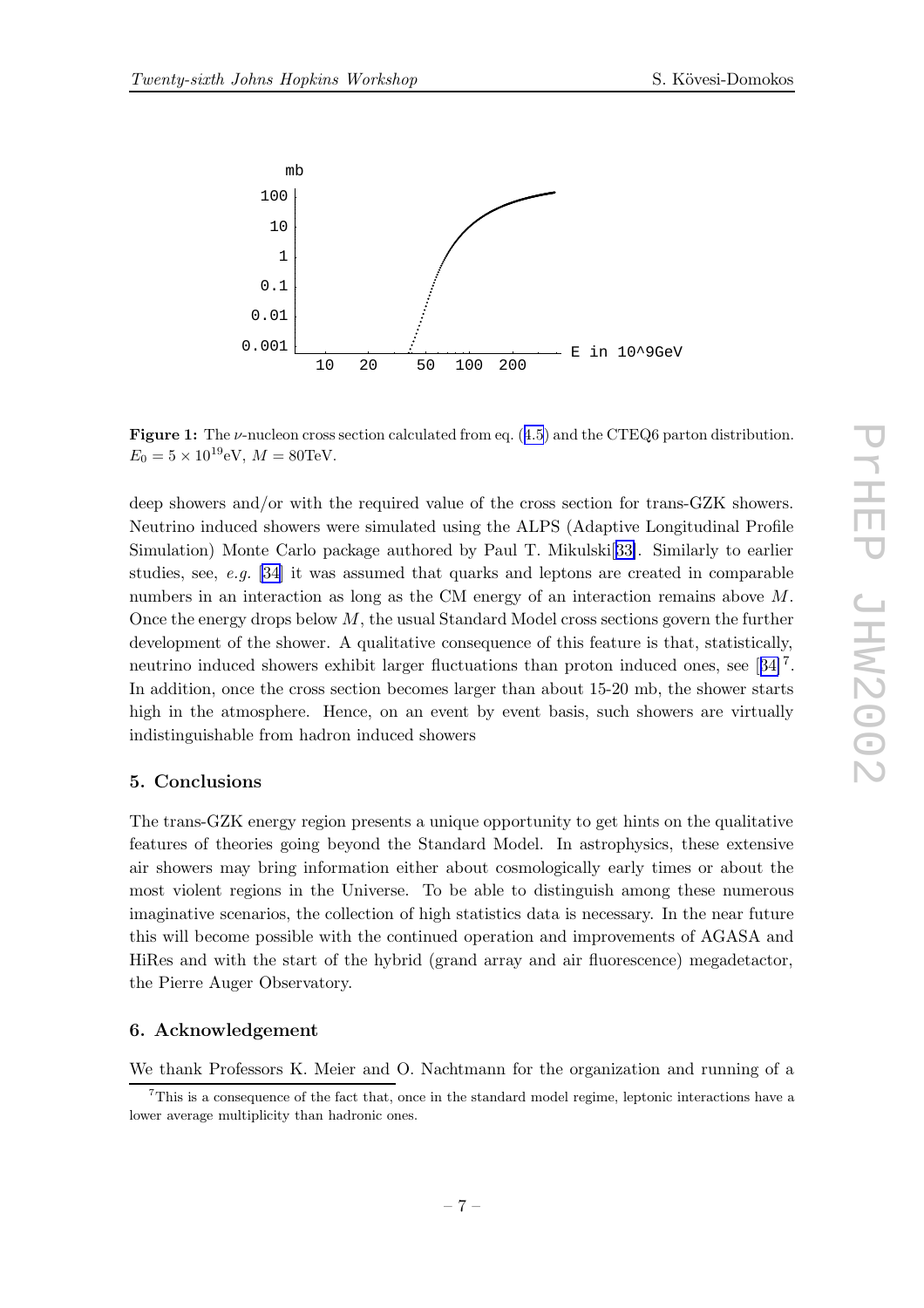**Figure 1:** The $\nu$-nucleon cross section calculated from eq. (4.5) and the CTEQ6 parton distribution. $E_0 = 5 \times 10^{19}$eV, $M = 80$TeV.

deep showers and/or with the required value of the cross section for trans-GZK showers. Neutrino induced showers were simulated using the ALPS (Adaptive Longitudinal Profile Simulation) Monte Carlo package authored by Paul T. Mikulski[33]. Similarly to earlier studies, see, *e.g.* [34] it was assumed that quarks and leptons are created in comparable numbers in an interaction as long as the CM energy of an interaction remains above $M$. Once the energy drops below $M$, the usual Standard Model cross sections govern the further development of the shower. A qualitative consequence of this feature is that, statistically, neutrino induced showers exhibit larger fluctuations than proton induced ones, see [34][7]. In addition, once the cross section becomes larger than about 15-20 mb, the shower starts high in the atmosphere. Hence, on an event by event basis, such showers are virtually indistinguishable from hadron induced showers

## 5. Conclusions

The trans-GZK energy region presents a unique opportunity to get hints on the qualitative features of theories going beyond the Standard Model. In astrophysics, these extensive air showers may bring information either about cosmologically early times or about the most violent regions in the Universe. To be able to distinguish among these numerous imaginative scenarios, the collection of high statistics data is necessary. In the near future this will become possible with the continued operation and improvements of AGASA and HiRes and with the start of the hybrid (grand array and air fluorescence) megadetactor, the Pierre Auger Observatory.

## 6. Acknowledgement

We thank Professors K. Meier and O. Nachtmann for the organization and running of a

[7] This is a consequence of the fact that, once in the standard model regime, leptonic interactions have a lower average multiplicity than hadronic ones.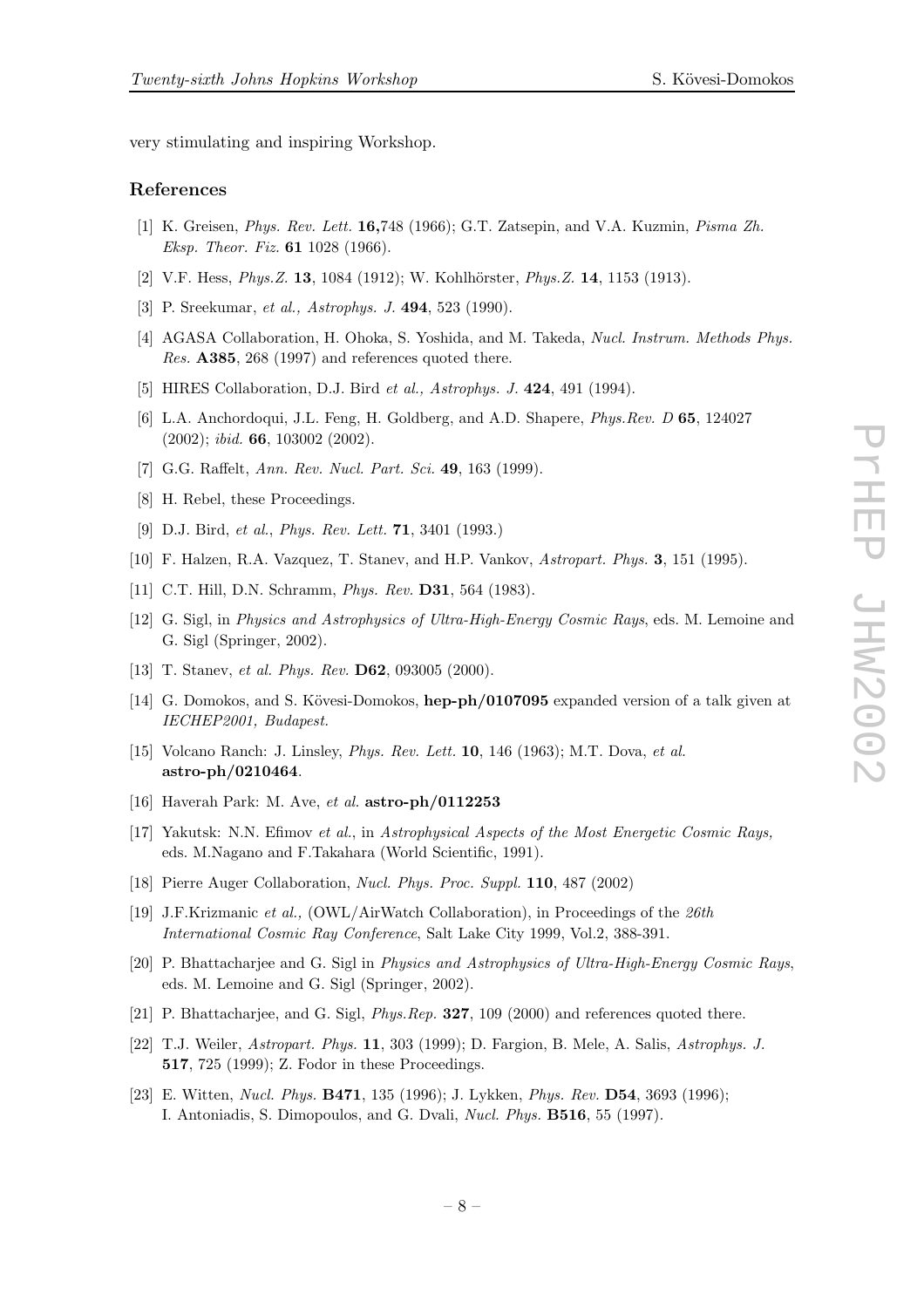very stimulating and inspiring Workshop.

## References

[1] K. Greisen, *Phys. Rev. Lett.* **16,**748 (1966); G.T. Zatsepin, and V.A. Kuzmin, *Pisma Zh. Eksp. Theor. Fiz.* **61** 1028 (1966).

[2] V.F. Hess, *Phys.Z.* **13**, 1084 (1912); W. Kohlhörster, *Phys.Z.* **14**, 1153 (1913).

[3] P. Sreekumar, *et al., Astrophys. J.* **494**, 523 (1990).

[4] AGASA Collaboration, H. Ohoka, S. Yoshida, and M. Takeda, *Nucl. Instrum. Methods Phys. Res.* **A385**, 268 (1997) and references quoted there.

[5] HIRES Collaboration, D.J. Bird *et al., Astrophys. J.* **424**, 491 (1994).

[6] L.A. Anchordoqui, J.L. Feng, H. Goldberg, and A.D. Shapere, *Phys.Rev. D* **65**, 124027 (2002); *ibid.* **66**, 103002 (2002).

[7] G.G. Raffelt, *Ann. Rev. Nucl. Part. Sci.* **49**, 163 (1999).

[8] H. Rebel, these Proceedings.

[9] D.J. Bird, *et al.*, *Phys. Rev. Lett.* **71**, 3401 (1993.)

[10] F. Halzen, R.A. Vazquez, T. Stanev, and H.P. Vankov, *Astropart. Phys.* **3**, 151 (1995).

[11] C.T. Hill, D.N. Schramm, *Phys. Rev.* **D31**, 564 (1983).

[12] G. Sigl, in *Physics and Astrophysics of Ultra-High-Energy Cosmic Rays*, eds. M. Lemoine and G. Sigl (Springer, 2002).

[13] T. Stanev, *et al. Phys. Rev.* **D62**, 093005 (2000).

[14] G. Domokos, and S. Kövesi-Domokos, **hep-ph/0107095** expanded version of a talk given at *IECHEP2001, Budapest.*

[15] Volcano Ranch: J. Linsley, *Phys. Rev. Lett.* **10**, 146 (1963); M.T. Dova, *et al.* **astro-ph/0210464**.

[16] Haverah Park: M. Ave, *et al.* **astro-ph/0112253**

[17] Yakutsk: N.N. Efimov *et al.*, in *Astrophysical Aspects of the Most Energetic Cosmic Rays,* eds. M.Nagano and F.Takahara (World Scientific, 1991).

[18] Pierre Auger Collaboration, *Nucl. Phys. Proc. Suppl.* **110**, 487 (2002)

[19] J.F.Krizmanic *et al.,* (OWL/AirWatch Collaboration), in Proceedings of the *26th International Cosmic Ray Conference*, Salt Lake City 1999, Vol.2, 388-391.

[20] P. Bhattacharjee and G. Sigl in *Physics and Astrophysics of Ultra-High-Energy Cosmic Rays*, eds. M. Lemoine and G. Sigl (Springer, 2002).

[21] P. Bhattacharjee, and G. Sigl, *Phys.Rep.* **327**, 109 (2000) and references quoted there.

[22] T.J. Weiler, *Astropart. Phys.* **11**, 303 (1999); D. Fargion, B. Mele, A. Salis, *Astrophys. J.* **517**, 725 (1999); Z. Fodor in these Proceedings.

[23] E. Witten, *Nucl. Phys.* **B471**, 135 (1996); J. Lykken, *Phys. Rev.* **D54**, 3693 (1996); I. Antoniadis, S. Dimopoulos, and G. Dvali, *Nucl. Phys.* **B516**, 55 (1997).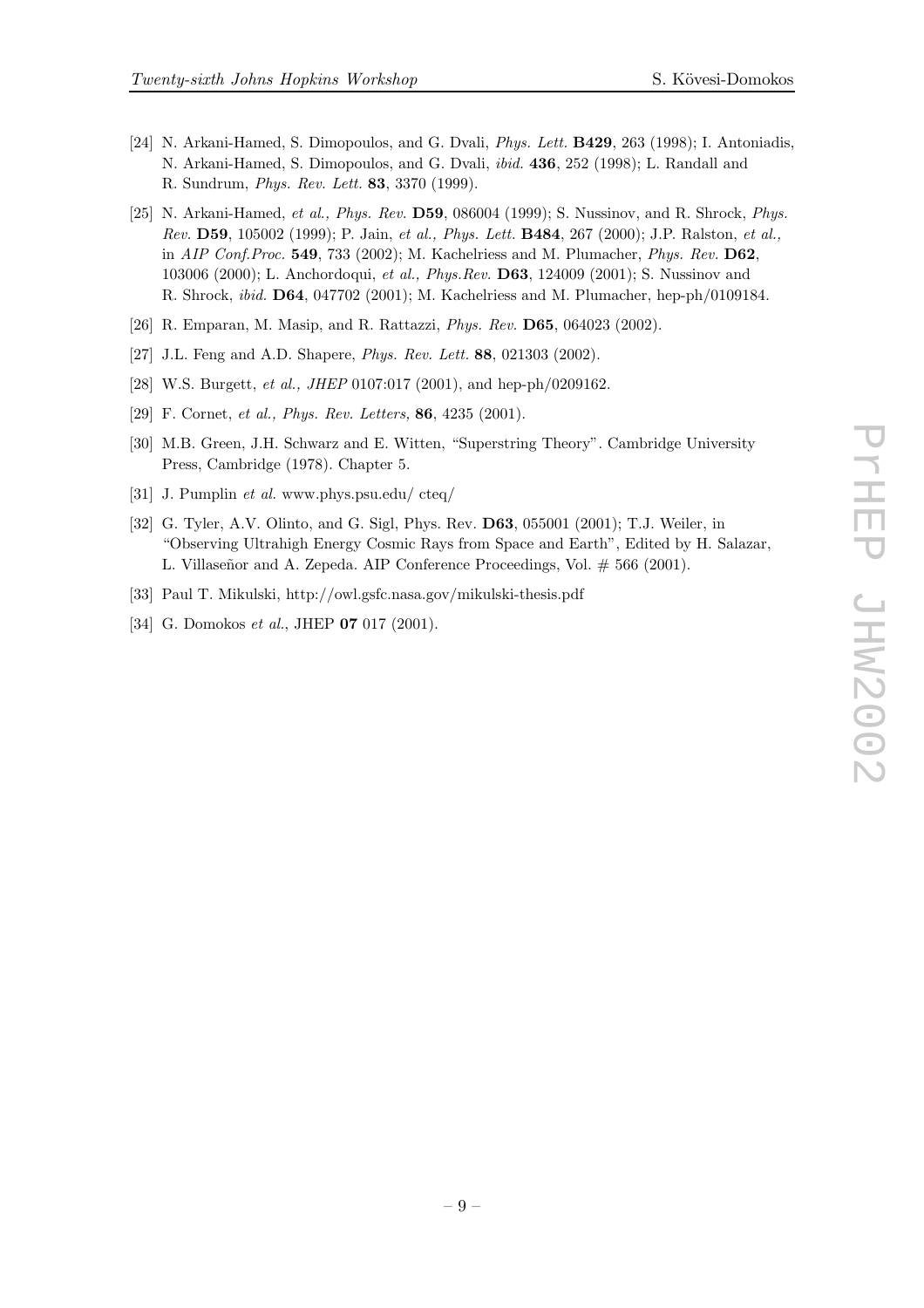[24] N. Arkani-Hamed, S. Dimopoulos, and G. Dvali, *Phys. Lett.* **B429**, 263 (1998); I. Antoniadis, N. Arkani-Hamed, S. Dimopoulos, and G. Dvali, *ibid.* **436**, 252 (1998); L. Randall and R. Sundrum, *Phys. Rev. Lett.* **83**, 3370 (1999).

[25] N. Arkani-Hamed, *et al., Phys. Rev.* **D59**, 086004 (1999); S. Nussinov, and R. Shrock, *Phys. Rev.* **D59**, 105002 (1999); P. Jain, *et al., Phys. Lett.* **B484**, 267 (2000); J.P. Ralston, *et al.,* in *AIP Conf.Proc.* **549**, 733 (2002); M. Kachelriess and M. Plumacher, *Phys. Rev.* **D62**, 103006 (2000); L. Anchordoqui, *et al., Phys.Rev.* **D63**, 124009 (2001); S. Nussinov and R. Shrock, *ibid.* **D64**, 047702 (2001); M. Kachelriess and M. Plumacher, hep-ph/0109184.

[26] R. Emparan, M. Masip, and R. Rattazzi, *Phys. Rev.* **D65**, 064023 (2002).

[27] J.L. Feng and A.D. Shapere, *Phys. Rev. Lett.* **88**, 021303 (2002).

[28] W.S. Burgett, *et al., JHEP* 0107:017 (2001), and hep-ph/0209162.

[29] F. Cornet, *et al., Phys. Rev. Letters,* **86**, 4235 (2001).

[30] M.B. Green, J.H. Schwarz and E. Witten, "Superstring Theory". Cambridge University Press, Cambridge (1978). Chapter 5.

[31] J. Pumplin *et al.* www.phys.psu.edu/ cteq/

[32] G. Tyler, A.V. Olinto, and G. Sigl, Phys. Rev. **D63**, 055001 (2001); T.J. Weiler, in "Observing Ultrahigh Energy Cosmic Rays from Space and Earth", Edited by H. Salazar, L. Villaseñor and A. Zepeda. AIP Conference Proceedings, Vol. # 566 (2001).

[33] Paul T. Mikulski, http://owl.gsfc.nasa.gov/mikulski-thesis.pdf

[34] G. Domokos *et al.*, JHEP **07** 017 (2001).